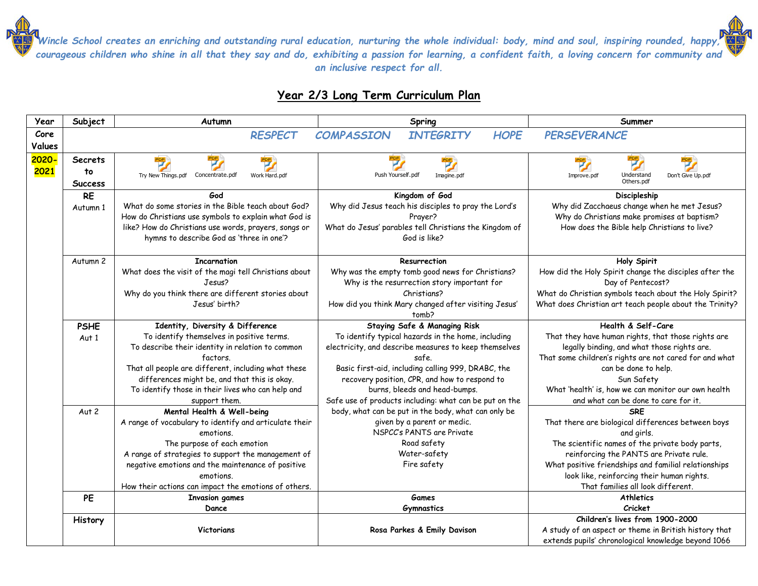*Wincle School creates an enriching and outstanding rural education, nurturing the whole individual: body, mind and soul, inspiring rounded, happy, courageous children who shine in all that they say and do, exhibiting a passion for learning, a confident faith, a loving concern for community and an inclusive respect for all.*

## Year 2/3 Long Term Curriculum Plan

| Year | Subject | Autumn | Spring | Summer |
|---|---|---|---|---|
| Core Values | | *RESPECT COMPASSION* | *INTEGRITY HOPE* | *PERSEVERANCE* |
| 2020-2021 | Secrets to Success | Try New Things.pdf Concentrate.pdf Work Hard.pdf | Push Yourself.pdf Imagine.pdf | Improve.pdf Understand Others.pdf Don't Give Up.pdf |
| | RE Autumn 1 | **God** What do some stories in the Bible teach about God? How do Christians use symbols to explain what God is like? How do Christians use words, prayers, songs or hymns to describe God as 'three in one'? | **Kingdom of God** Why did Jesus teach his disciples to pray the Lord's Prayer? What do Jesus' parables tell Christians the Kingdom of God is like? | **Discipleship** Why did Zacchaeus change when he met Jesus? Why do Christians make promises at baptism? How does the Bible help Christians to live? |
| | Autumn 2 | **Incarnation** What does the visit of the magi tell Christians about Jesus? Why do you think there are different stories about Jesus' birth? | **Resurrection** Why was the empty tomb good news for Christians? Why is the resurrection story important for Christians? How did you think Mary changed after visiting Jesus' tomb? | **Holy Spirit** How did the Holy Spirit change the disciples after the Day of Pentecost? What do Christian symbols teach about the Holy Spirit? What does Christian art teach people about the Trinity? |
| | PSHE Aut 1 | **Identity, Diversity & Difference** To identify themselves in positive terms. To describe their identity in relation to common factors. That all people are different, including what these differences might be, and that this is okay. To identify those in their lives who can help and support them. | **Staying Safe & Managing Risk** To identify typical hazards in the home, including electricity, and describe measures to keep themselves safe. Basic first-aid, including calling 999, DRABC, the recovery position, CPR, and how to respond to burns, bleeds and head-bumps. Safe use of products including: what can be put on the body, what can be put in the body, what can only be given by a parent or medic. NSPCC's PANTS are Private Road safety Water-safety Fire safety | **Health & Self-Care** That they have human rights, that those rights are legally binding, and what those rights are. That some children's rights are not cared for and what can be done to help. Sun Safety What 'health' is, how we can monitor our own health and what can be done to care for it. |
| | Aut 2 | **Mental Health & Well-being** A range of vocabulary to identify and articulate their emotions. The purpose of each emotion A range of strategies to support the management of negative emotions and the maintenance of positive emotions. How their actions can impact the emotions of others. | | **SRE** That there are biological differences between boys and girls. The scientific names of the private body parts, reinforcing the PANTS are Private rule. What positive friendships and familial relationships look like, reinforcing their human rights. That families all look different. |
| | PE | **Invasion games** **Dance** | **Games** **Gymnastics** | **Athletics** **Cricket** |
| | History | **Victorians** | **Rosa Parkes & Emily Davison** | **Children's lives from 1900-2000** A study of an aspect or theme in British history that extends pupils' chronological knowledge beyond 1066 |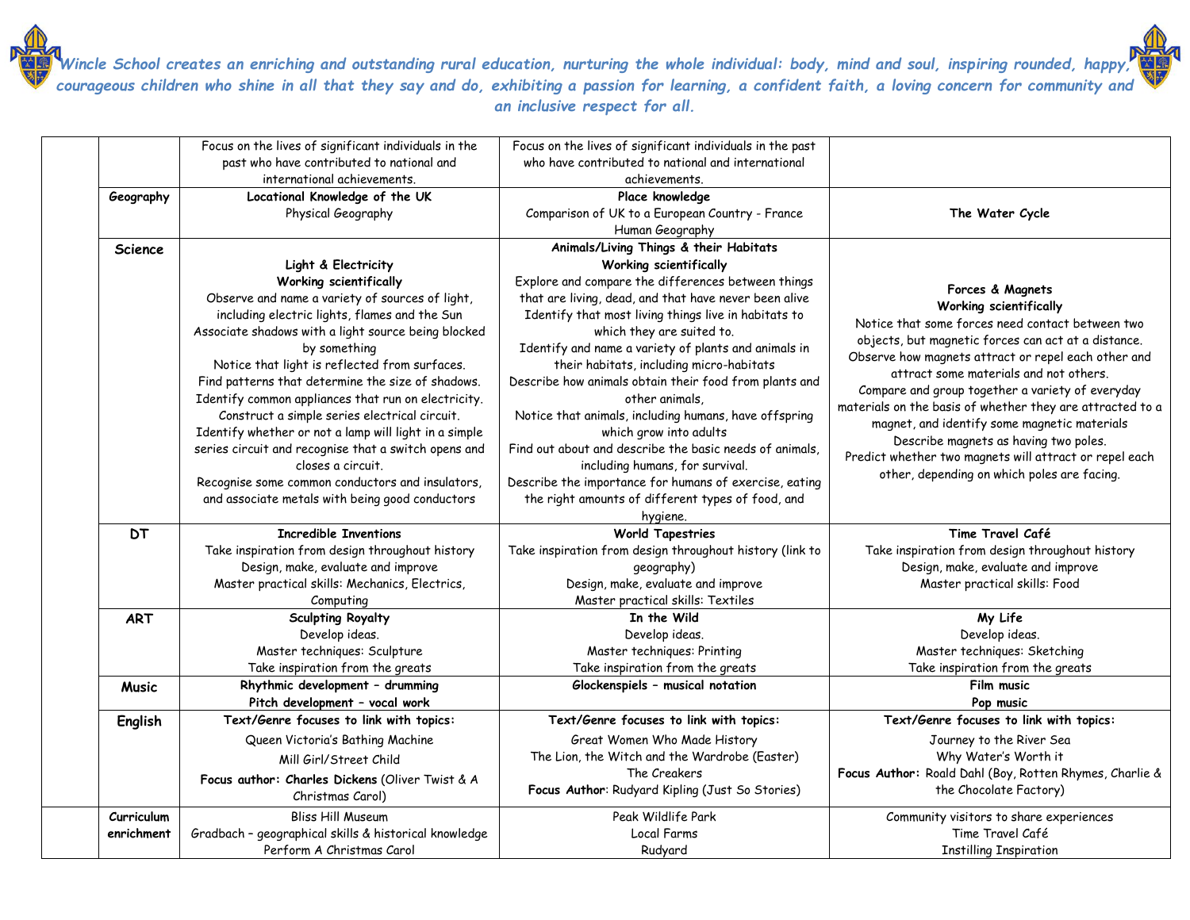*Wincle School creates an enriching and outstanding rural education, nurturing the whole individual: body, mind and soul, inspiring rounded, happy, courageous children who shine in all that they say and do, exhibiting a passion for learning, a confident faith, a loving concern for community and an inclusive respect for all.*

| | | | | |
|---|---|---|---|---|
| | | Focus on the lives of significant individuals in the past who have contributed to national and international achievements. | Focus on the lives of significant individuals in the past who have contributed to national and international achievements. | |
| | **Geography** | **Locational Knowledge of the UK**<br>Physical Geography | **Place knowledge**<br>Comparison of UK to a European Country - France<br>Human Geography | **The Water Cycle** |
| | **Science** | **Light & Electricity**<br>**Working scientifically**<br>Observe and name a variety of sources of light, including electric lights, flames and the Sun<br>Associate shadows with a light source being blocked by something<br>Notice that light is reflected from surfaces.<br>Find patterns that determine the size of shadows.<br>Identify common appliances that run on electricity.<br>Construct a simple series electrical circuit.<br>Identify whether or not a lamp will light in a simple series circuit and recognise that a switch opens and closes a circuit.<br>Recognise some common conductors and insulators, and associate metals with being good conductors | **Animals/Living Things & their Habitats**<br>**Working scientifically**<br>Explore and compare the differences between things that are living, dead, and that have never been alive<br>Identify that most living things live in habitats to which they are suited to.<br>Identify and name a variety of plants and animals in their habitats, including micro-habitats<br>Describe how animals obtain their food from plants and other animals,<br>Notice that animals, including humans, have offspring which grow into adults<br>Find out about and describe the basic needs of animals, including humans, for survival.<br>Describe the importance for humans of exercise, eating the right amounts of different types of food, and hygiene. | **Forces & Magnets**<br>**Working scientifically**<br>Notice that some forces need contact between two objects, but magnetic forces can act at a distance.<br>Observe how magnets attract or repel each other and attract some materials and not others.<br>Compare and group together a variety of everyday materials on the basis of whether they are attracted to a magnet, and identify some magnetic materials<br>Describe magnets as having two poles.<br>Predict whether two magnets will attract or repel each other, depending on which poles are facing. |
| | **DT** | **Incredible Inventions**<br>Take inspiration from design throughout history<br>Design, make, evaluate and improve<br>Master practical skills: Mechanics, Electrics, Computing | **World Tapestries**<br>Take inspiration from design throughout history (link to geography)<br>Design, make, evaluate and improve<br>Master practical skills: Textiles | **Time Travel Café**<br>Take inspiration from design throughout history<br>Design, make, evaluate and improve<br>Master practical skills: Food |
| | **ART** | **Sculpting Royalty**<br>Develop ideas.<br>Master techniques: Sculpture<br>Take inspiration from the greats | **In the Wild**<br>Develop ideas.<br>Master techniques: Printing<br>Take inspiration from the greats | **My Life**<br>Develop ideas.<br>Master techniques: Sketching<br>Take inspiration from the greats |
| | **Music** | **Rhythmic development – drumming**<br>**Pitch development – vocal work** | **Glockenspiels – musical notation** | **Film music**<br>**Pop music** |
| | **English** | **Text/Genre focuses to link with topics:**<br>Queen Victoria's Bathing Machine<br>Mill Girl/Street Child<br>**Focus author: Charles Dickens** (Oliver Twist & A Christmas Carol) | **Text/Genre focuses to link with topics:**<br>Great Women Who Made History<br>The Lion, the Witch and the Wardrobe (Easter)<br>The Creakers<br>**Focus Author**: Rudyard Kipling (Just So Stories) | **Text/Genre focuses to link with topics:**<br>Journey to the River Sea<br>Why Water's Worth it<br>**Focus Author:** Roald Dahl (Boy, Rotten Rhymes, Charlie & the Chocolate Factory) |
| | **Curriculum enrichment** | Bliss Hill Museum<br>Gradbach – geographical skills & historical knowledge<br>Perform A Christmas Carol | Peak Wildlife Park<br>Local Farms<br>Rudyard | Community visitors to share experiences<br>Time Travel Café<br>Instilling Inspiration |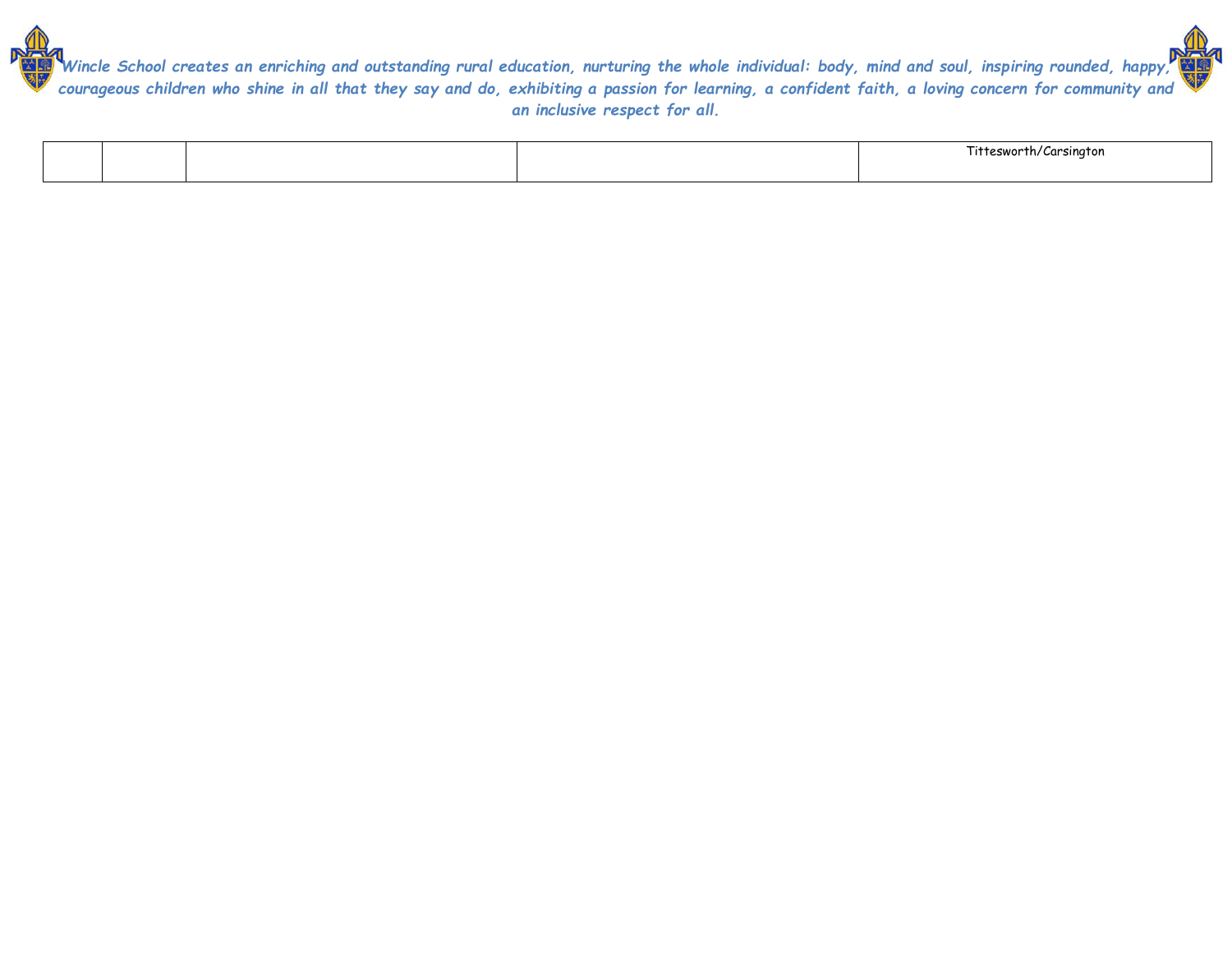| | | | | Tittesworth/Carsington |
|---|---|---|---|---|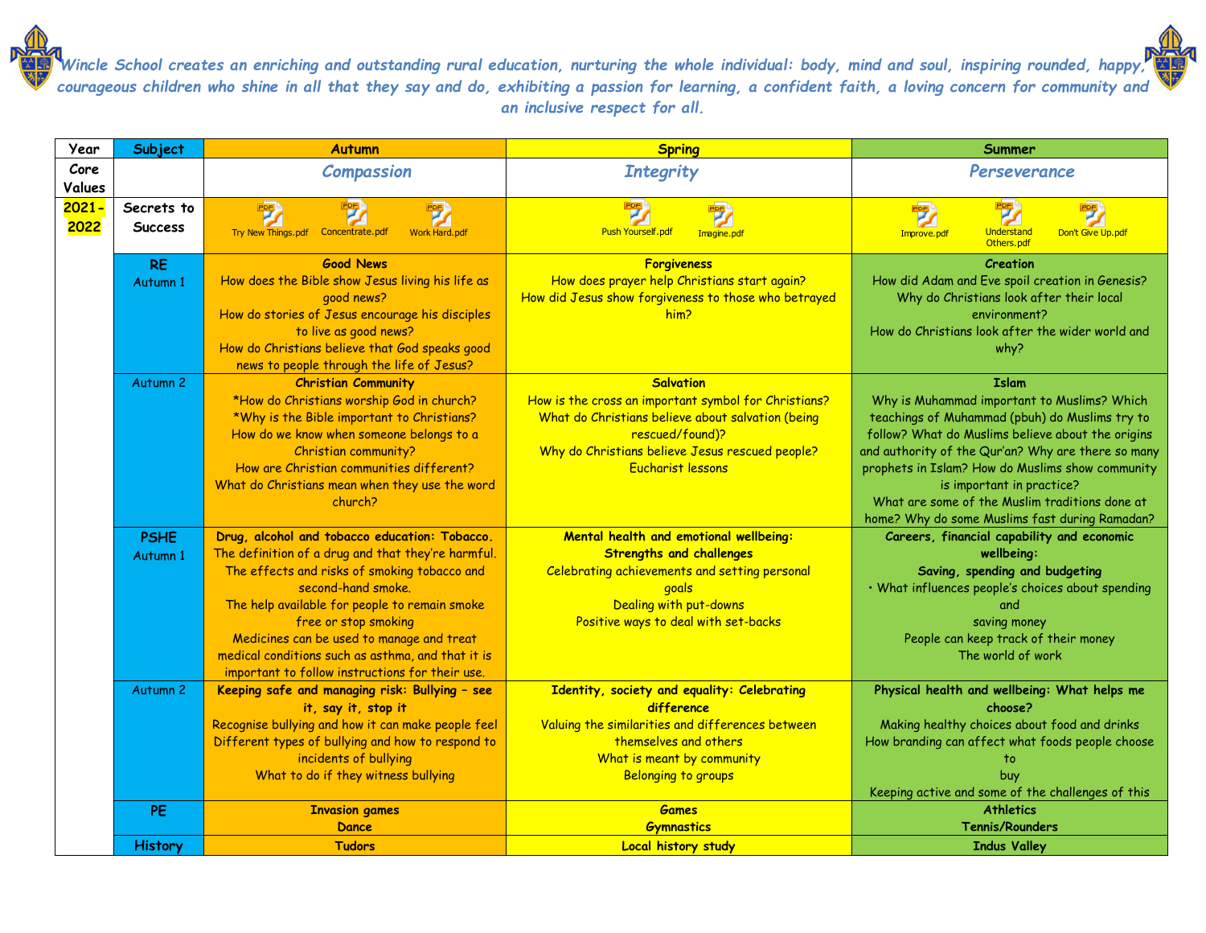*Wincle School creates an enriching and outstanding rural education, nurturing the whole individual: body, mind and soul, inspiring rounded, happy, courageous children who shine in all that they say and do, exhibiting a passion for learning, a confident faith, a loving concern for community and an inclusive respect for all.*

| Year | Subject | Autumn | Spring | Summer |
|---|---|---|---|---|
| Core Values | | *Compassion* | *Integrity* | *Perseverance* |
| 2021-2022 | Secrets to Success | Try New Things.pdf Concentrate.pdf Work Hard.pdf | Push Yourself.pdf Imagine.pdf | Improve.pdf Understand Others.pdf Don't Give Up.pdf |
| | **RE** Autumn 1 | **Good News** How does the Bible show Jesus living his life as good news? How do stories of Jesus encourage his disciples to live as good news? How do Christians believe that God speaks good news to people through the life of Jesus? | **Forgiveness** How does prayer help Christians start again? How did Jesus show forgiveness to those who betrayed him? | **Creation** How did Adam and Eve spoil creation in Genesis? Why do Christians look after their local environment? How do Christians look after the wider world and why? |
| | Autumn 2 | **Christian Community** *How do Christians worship God in church? *Why is the Bible important to Christians? How do we know when someone belongs to a Christian community? How are Christian communities different? What do Christians mean when they use the word church? | **Salvation** How is the cross an important symbol for Christians? What do Christians believe about salvation (being rescued/found)? Why do Christians believe Jesus rescued people? Eucharist lessons | **Islam** Why is Muhammad important to Muslims? Which teachings of Muhammad (pbuh) do Muslims try to follow? What do Muslims believe about the origins and authority of the Qur'an? Why are there so many prophets in Islam? How do Muslims show community is important in practice? What are some of the Muslim traditions done at home? Why do some Muslims fast during Ramadan? |
| | **PSHE** Autumn 1 | **Drug, alcohol and tobacco education: Tobacco.** The definition of a drug and that they're harmful. The effects and risks of smoking tobacco and second-hand smoke. The help available for people to remain smoke free or stop smoking Medicines can be used to manage and treat medical conditions such as asthma, and that it is important to follow instructions for their use. | **Mental health and emotional wellbeing: Strengths and challenges** Celebrating achievements and setting personal goals Dealing with put-downs Positive ways to deal with set-backs | **Careers, financial capability and economic wellbeing: Saving, spending and budgeting** • What influences people's choices about spending and saving money People can keep track of their money The world of work |
| | Autumn 2 | **Keeping safe and managing risk: Bullying – see it, say it, stop it** Recognise bullying and how it can make people feel Different types of bullying and how to respond to incidents of bullying What to do if they witness bullying | **Identity, society and equality: Celebrating difference** Valuing the similarities and differences between themselves and others What is meant by community Belonging to groups | **Physical health and wellbeing: What helps me choose?** Making healthy choices about food and drinks How branding can affect what foods people choose to buy Keeping active and some of the challenges of this |
| | **PE** | **Invasion games** **Dance** | **Games** **Gymnastics** | **Athletics** **Tennis/Rounders** |
| | **History** | **Tudors** | **Local history study** | **Indus Valley** |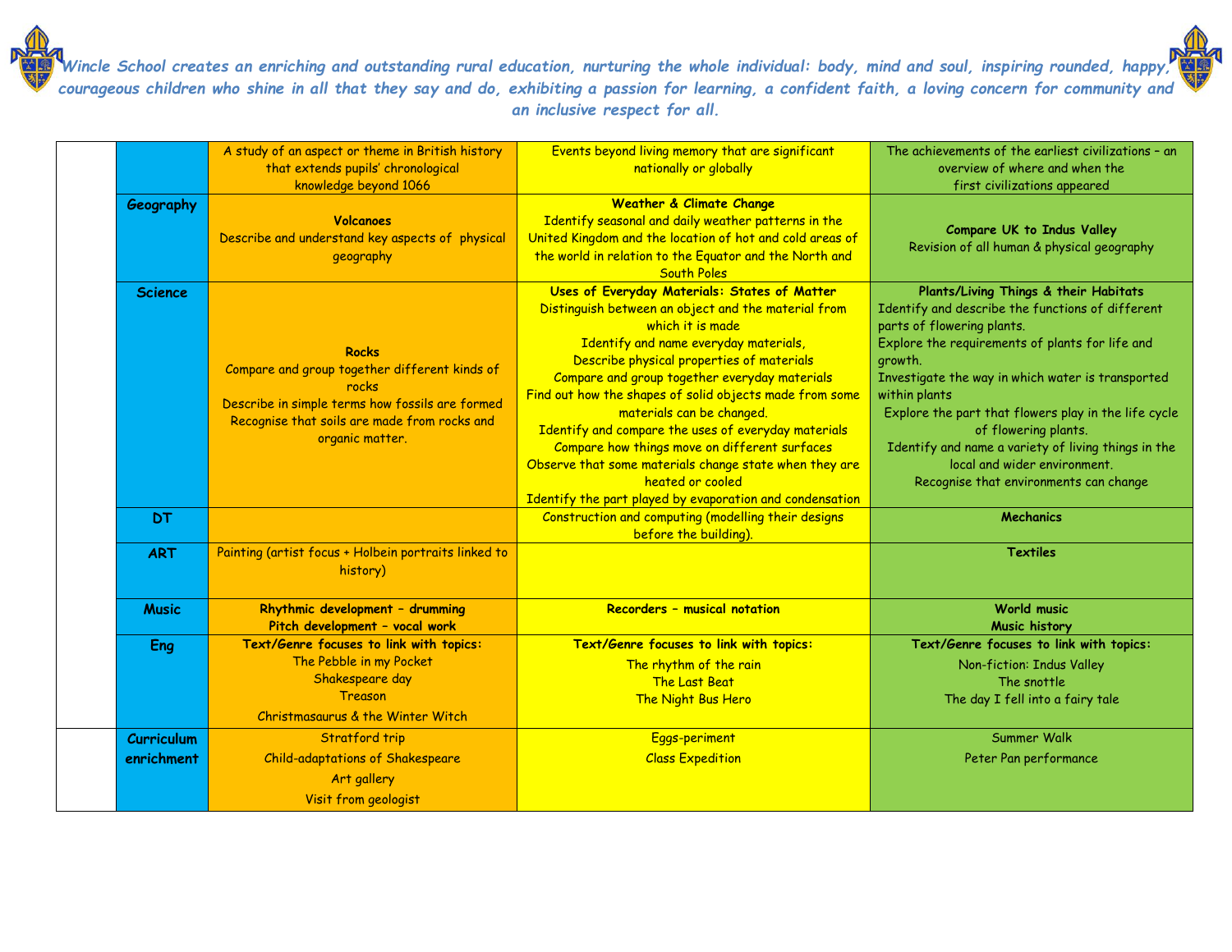*Wincle School creates an enriching and outstanding rural education, nurturing the whole individual: body, mind and soul, inspiring rounded, happy, courageous children who shine in all that they say and do, exhibiting a passion for learning, a confident faith, a loving concern for community and an inclusive respect for all.*

| | | | | |
|---|---|---|---|---|
| | | A study of an aspect or theme in British history that extends pupils' chronological knowledge beyond 1066 | Events beyond living memory that are significant nationally or globally | The achievements of the earliest civilizations – an overview of where and when the first civilizations appeared |
| | **Geography** | **Volcanoes**<br>Describe and understand key aspects of physical geography | **Weather & Climate Change**<br>Identify seasonal and daily weather patterns in the United Kingdom and the location of hot and cold areas of the world in relation to the Equator and the North and South Poles | **Compare UK to Indus Valley**<br>Revision of all human & physical geography |
| | **Science** | **Rocks**<br>Compare and group together different kinds of rocks<br>Describe in simple terms how fossils are formed<br>Recognise that soils are made from rocks and organic matter. | **Uses of Everyday Materials: States of Matter**<br>Distinguish between an object and the material from which it is made<br>Identify and name everyday materials,<br>Describe physical properties of materials<br>Compare and group together everyday materials<br>Find out how the shapes of solid objects made from some materials can be changed.<br>Identify and compare the uses of everyday materials<br>Compare how things move on different surfaces<br>Observe that some materials change state when they are heated or cooled<br>Identify the part played by evaporation and condensation | **Plants/Living Things & their Habitats**<br>Identify and describe the functions of different parts of flowering plants.<br>Explore the requirements of plants for life and growth.<br>Investigate the way in which water is transported within plants<br>Explore the part that flowers play in the life cycle of flowering plants.<br>Identify and name a variety of living things in the local and wider environment.<br>Recognise that environments can change |
| | **DT** | | Construction and computing (modelling their designs before the building). | **Mechanics** |
| | **ART** | Painting (artist focus + Holbein portraits linked to history) | | **Textiles** |
| | **Music** | **Rhythmic development – drumming**<br>**Pitch development – vocal work** | **Recorders – musical notation** | **World music**<br>**Music history** |
| | **Eng** | **Text/Genre focuses to link with topics:**<br>The Pebble in my Pocket<br>Shakespeare day<br>Treason<br>Christmasaurus & the Winter Witch | **Text/Genre focuses to link with topics:**<br>The rhythm of the rain<br>The Last Beat<br>The Night Bus Hero | **Text/Genre focuses to link with topics:**<br>Non-fiction: Indus Valley<br>The snottle<br>The day I fell into a fairy tale |
| | **Curriculum enrichment** | Stratford trip<br>Child-adaptations of Shakespeare<br>Art gallery<br>Visit from geologist | Eggs-periment<br>Class Expedition | Summer Walk<br>Peter Pan performance |